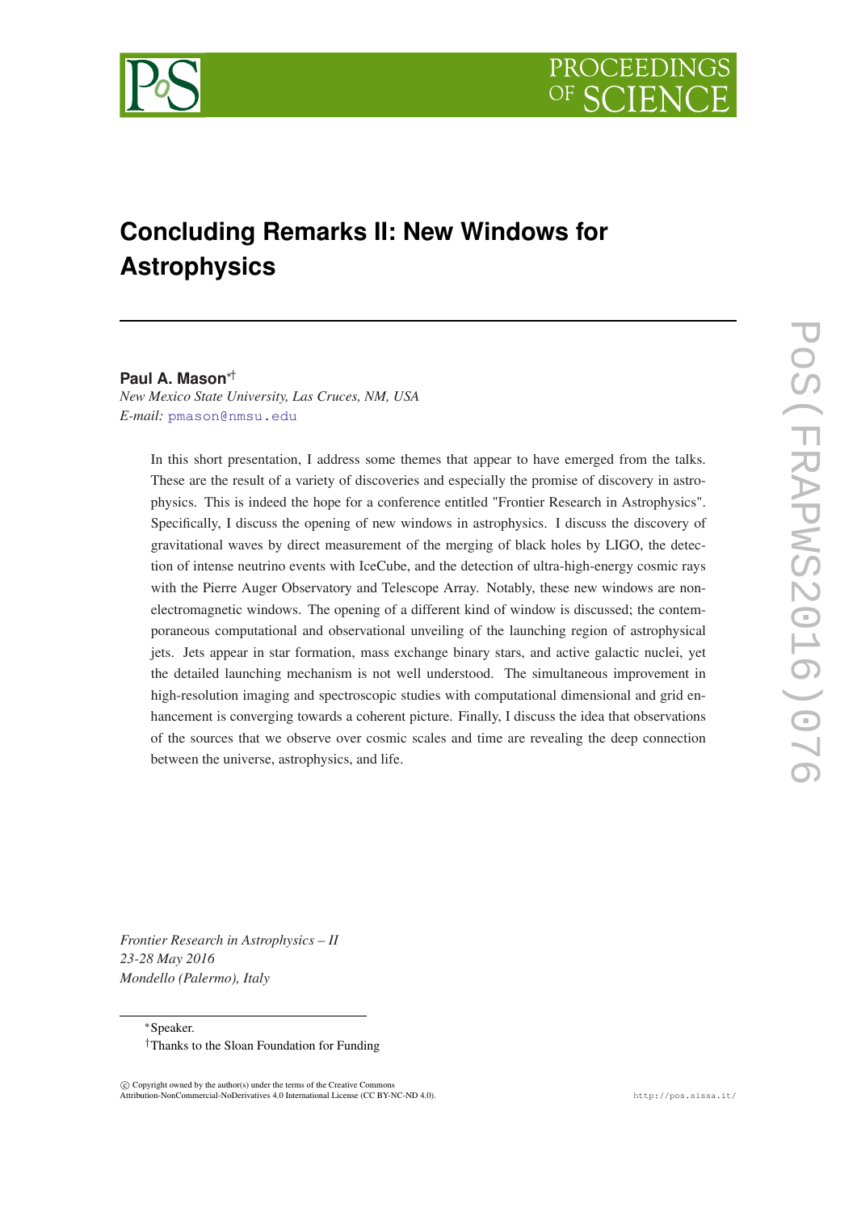# Concluding Remarks II: New Windows for Astrophysics

**Paul A. Mason**[*][†]

*New Mexico State University, Las Cruces, NM, USA*

*E-mail:* pmason@nmsu.edu

In this short presentation, I address some themes that appear to have emerged from the talks. These are the result of a variety of discoveries and especially the promise of discovery in astrophysics. This is indeed the hope for a conference entitled "Frontier Research in Astrophysics". Specifically, I discuss the opening of new windows in astrophysics. I discuss the discovery of gravitational waves by direct measurement of the merging of black holes by LIGO, the detection of intense neutrino events with IceCube, and the detection of ultra-high-energy cosmic rays with the Pierre Auger Observatory and Telescope Array. Notably, these new windows are non-electromagnetic windows. The opening of a different kind of window is discussed; the contemporaneous computational and observational unveiling of the launching region of astrophysical jets. Jets appear in star formation, mass exchange binary stars, and active galactic nuclei, yet the detailed launching mechanism is not well understood. The simultaneous improvement in high-resolution imaging and spectroscopic studies with computational dimensional and grid enhancement is converging towards a coherent picture. Finally, I discuss the idea that observations of the sources that we observe over cosmic scales and time are revealing the deep connection between the universe, astrophysics, and life.

*Frontier Research in Astrophysics – II*
*23-28 May 2016*
*Mondello (Palermo), Italy*

---

[*]Speaker.

[†]Thanks to the Sloan Foundation for Funding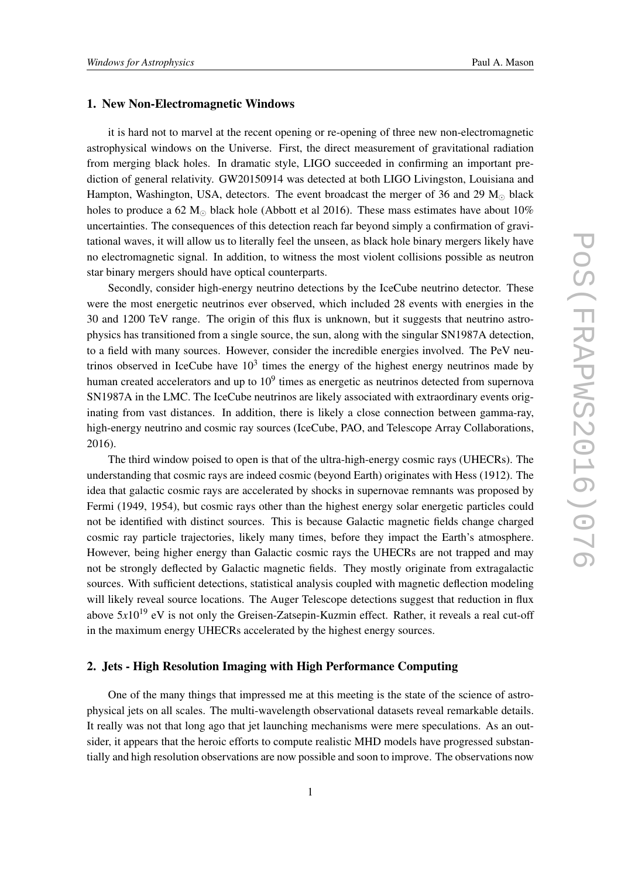## 1. New Non-Electromagnetic Windows

it is hard not to marvel at the recent opening or re-opening of three new non-electromagnetic astrophysical windows on the Universe. First, the direct measurement of gravitational radiation from merging black holes. In dramatic style, LIGO succeeded in confirming an important prediction of general relativity. GW20150914 was detected at both LIGO Livingston, Louisiana and Hampton, Washington, USA, detectors. The event broadcast the merger of 36 and 29 $M_{\odot}$ black holes to produce a 62 $M_{\odot}$ black hole (Abbott et al 2016). These mass estimates have about 10% uncertainties. The consequences of this detection reach far beyond simply a confirmation of gravitational waves, it will allow us to literally feel the unseen, as black hole binary mergers likely have no electromagnetic signal. In addition, to witness the most violent collisions possible as neutron star binary mergers should have optical counterparts.

Secondly, consider high-energy neutrino detections by the IceCube neutrino detector. These were the most energetic neutrinos ever observed, which included 28 events with energies in the 30 and 1200 TeV range. The origin of this flux is unknown, but it suggests that neutrino astrophysics has transitioned from a single source, the sun, along with the singular SN1987A detection, to a field with many sources. However, consider the incredible energies involved. The PeV neutrinos observed in IceCube have $10^3$ times the energy of the highest energy neutrinos made by human created accelerators and up to $10^9$ times as energetic as neutrinos detected from supernova SN1987A in the LMC. The IceCube neutrinos are likely associated with extraordinary events originating from vast distances. In addition, there is likely a close connection between gamma-ray, high-energy neutrino and cosmic ray sources (IceCube, PAO, and Telescope Array Collaborations, 2016).

The third window poised to open is that of the ultra-high-energy cosmic rays (UHECRs). The understanding that cosmic rays are indeed cosmic (beyond Earth) originates with Hess (1912). The idea that galactic cosmic rays are accelerated by shocks in supernovae remnants was proposed by Fermi (1949, 1954), but cosmic rays other than the highest energy solar energetic particles could not be identified with distinct sources. This is because Galactic magnetic fields change charged cosmic ray particle trajectories, likely many times, before they impact the Earth's atmosphere. However, being higher energy than Galactic cosmic rays the UHECRs are not trapped and may not be strongly deflected by Galactic magnetic fields. They mostly originate from extragalactic sources. With sufficient detections, statistical analysis coupled with magnetic deflection modeling will likely reveal source locations. The Auger Telescope detections suggest that reduction in flux above $5x10^{19}$ eV is not only the Greisen-Zatsepin-Kuzmin effect. Rather, it reveals a real cut-off in the maximum energy UHECRs accelerated by the highest energy sources.

## 2. Jets - High Resolution Imaging with High Performance Computing

One of the many things that impressed me at this meeting is the state of the science of astrophysical jets on all scales. The multi-wavelength observational datasets reveal remarkable details. It really was not that long ago that jet launching mechanisms were mere speculations. As an outsider, it appears that the heroic efforts to compute realistic MHD models have progressed substantially and high resolution observations are now possible and soon to improve. The observations now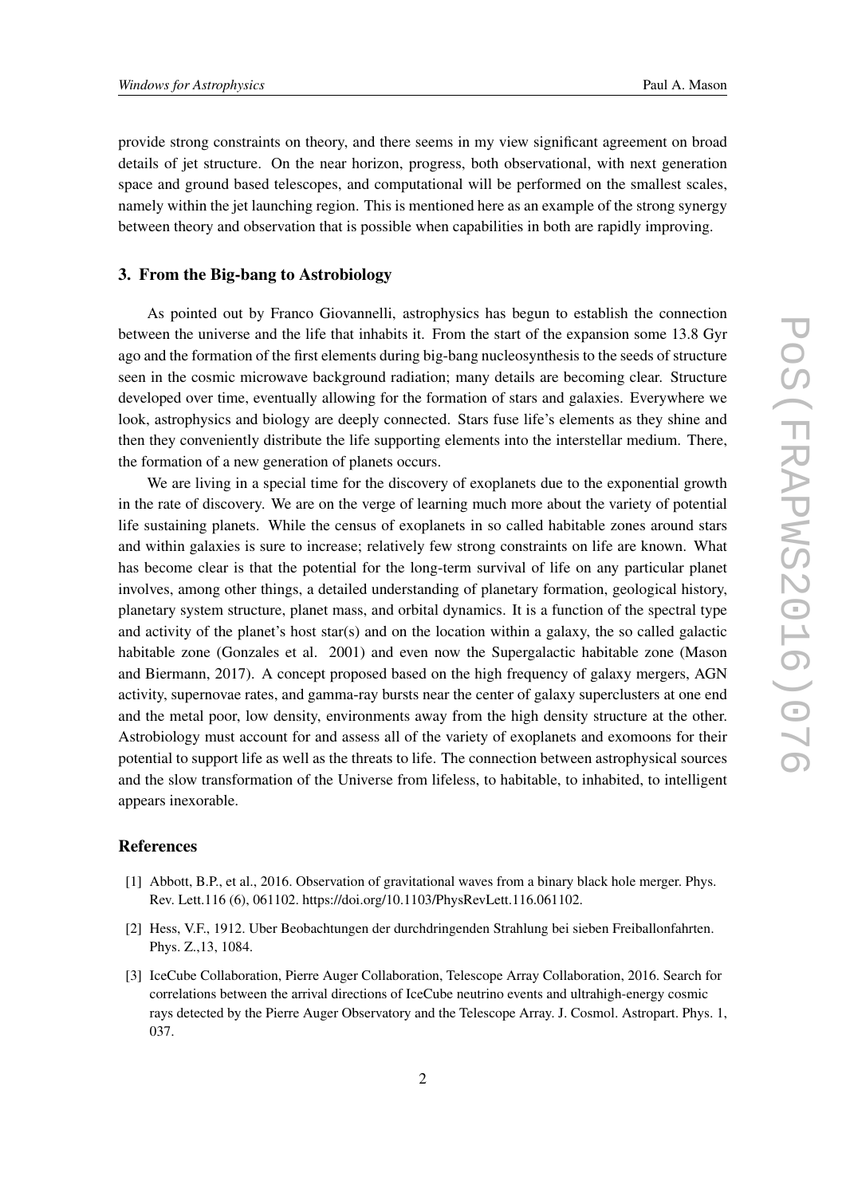provide strong constraints on theory, and there seems in my view significant agreement on broad details of jet structure. On the near horizon, progress, both observational, with next generation space and ground based telescopes, and computational will be performed on the smallest scales, namely within the jet launching region. This is mentioned here as an example of the strong synergy between theory and observation that is possible when capabilities in both are rapidly improving.

## 3. From the Big-bang to Astrobiology

As pointed out by Franco Giovannelli, astrophysics has begun to establish the connection between the universe and the life that inhabits it. From the start of the expansion some 13.8 Gyr ago and the formation of the first elements during big-bang nucleosynthesis to the seeds of structure seen in the cosmic microwave background radiation; many details are becoming clear. Structure developed over time, eventually allowing for the formation of stars and galaxies. Everywhere we look, astrophysics and biology are deeply connected. Stars fuse life's elements as they shine and then they conveniently distribute the life supporting elements into the interstellar medium. There, the formation of a new generation of planets occurs.

We are living in a special time for the discovery of exoplanets due to the exponential growth in the rate of discovery. We are on the verge of learning much more about the variety of potential life sustaining planets. While the census of exoplanets in so called habitable zones around stars and within galaxies is sure to increase; relatively few strong constraints on life are known. What has become clear is that the potential for the long-term survival of life on any particular planet involves, among other things, a detailed understanding of planetary formation, geological history, planetary system structure, planet mass, and orbital dynamics. It is a function of the spectral type and activity of the planet's host star(s) and on the location within a galaxy, the so called galactic habitable zone (Gonzales et al. 2001) and even now the Supergalactic habitable zone (Mason and Biermann, 2017). A concept proposed based on the high frequency of galaxy mergers, AGN activity, supernovae rates, and gamma-ray bursts near the center of galaxy superclusters at one end and the metal poor, low density, environments away from the high density structure at the other. Astrobiology must account for and assess all of the variety of exoplanets and exomoons for their potential to support life as well as the threats to life. The connection between astrophysical sources and the slow transformation of the Universe from lifeless, to habitable, to inhabited, to intelligent appears inexorable.

## References

[1] Abbott, B.P., et al., 2016. Observation of gravitational waves from a binary black hole merger. Phys. Rev. Lett.116 (6), 061102. https://doi.org/10.1103/PhysRevLett.116.061102.

[2] Hess, V.F., 1912. Uber Beobachtungen der durchdringenden Strahlung bei sieben Freiballonfahrten. Phys. Z.,13, 1084.

[3] IceCube Collaboration, Pierre Auger Collaboration, Telescope Array Collaboration, 2016. Search for correlations between the arrival directions of IceCube neutrino events and ultrahigh-energy cosmic rays detected by the Pierre Auger Observatory and the Telescope Array. J. Cosmol. Astropart. Phys. 1, 037.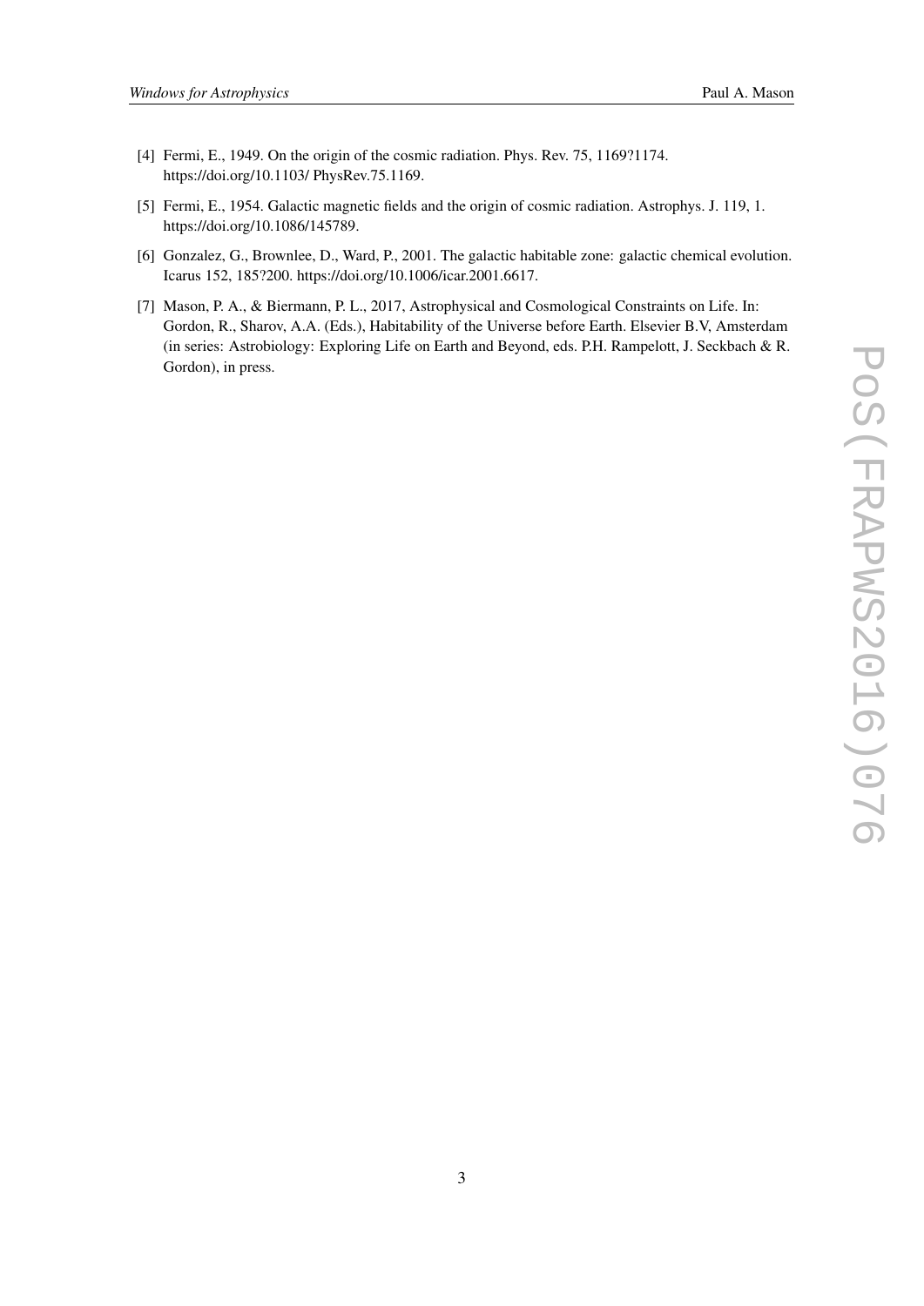[4] Fermi, E., 1949. On the origin of the cosmic radiation. Phys. Rev. 75, 1169?1174. https://doi.org/10.1103/ PhysRev.75.1169.

[5] Fermi, E., 1954. Galactic magnetic fields and the origin of cosmic radiation. Astrophys. J. 119, 1. https://doi.org/10.1086/145789.

[6] Gonzalez, G., Brownlee, D., Ward, P., 2001. The galactic habitable zone: galactic chemical evolution. Icarus 152, 185?200. https://doi.org/10.1006/icar.2001.6617.

[7] Mason, P. A., & Biermann, P. L., 2017, Astrophysical and Cosmological Constraints on Life. In: Gordon, R., Sharov, A.A. (Eds.), Habitability of the Universe before Earth. Elsevier B.V, Amsterdam (in series: Astrobiology: Exploring Life on Earth and Beyond, eds. P.H. Rampelott, J. Seckbach & R. Gordon), in press.